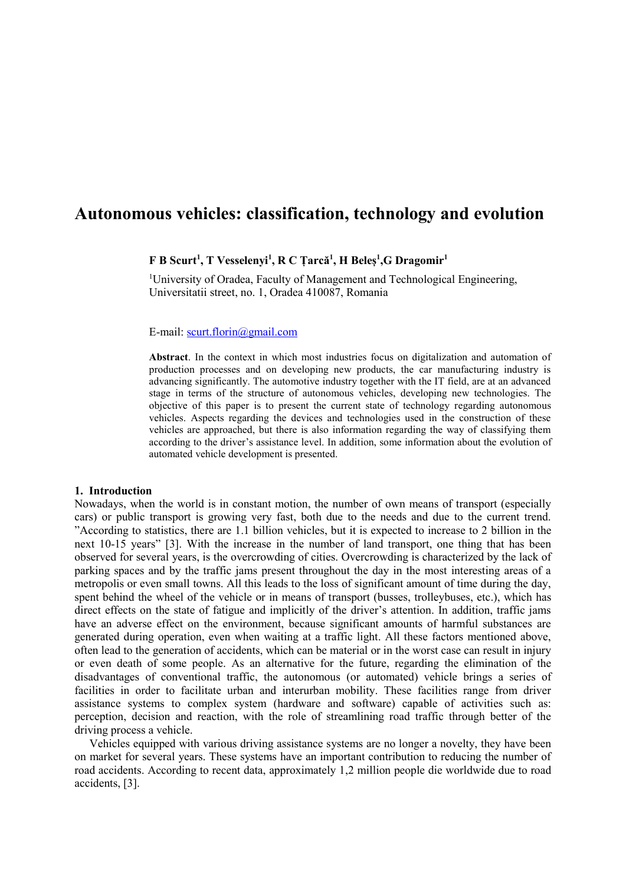# Autonomous vehicles: classification, technology and evolution

**F B Scurt[1], T Vesselenyi[1], R C Țarcă[1], H Beleș[1],G Dragomir[1]**

[1]University of Oradea, Faculty of Management and Technological Engineering, Universitatii street, no. 1, Oradea 410087, Romania

E-mail: scurt.florin@gmail.com

**Abstract**. In the context in which most industries focus on digitalization and automation of production processes and on developing new products, the car manufacturing industry is advancing significantly. The automotive industry together with the IT field, are at an advanced stage in terms of the structure of autonomous vehicles, developing new technologies. The objective of this paper is to present the current state of technology regarding autonomous vehicles. Aspects regarding the devices and technologies used in the construction of these vehicles are approached, but there is also information regarding the way of classifying them according to the driver's assistance level. In addition, some information about the evolution of automated vehicle development is presented.

## 1. Introduction

Nowadays, when the world is in constant motion, the number of own means of transport (especially cars) or public transport is growing very fast, both due to the needs and due to the current trend. "According to statistics, there are 1.1 billion vehicles, but it is expected to increase to 2 billion in the next 10-15 years" [3]. With the increase in the number of land transport, one thing that has been observed for several years, is the overcrowding of cities. Overcrowding is characterized by the lack of parking spaces and by the traffic jams present throughout the day in the most interesting areas of a metropolis or even small towns. All this leads to the loss of significant amount of time during the day, spent behind the wheel of the vehicle or in means of transport (busses, trolleybuses, etc.), which has direct effects on the state of fatigue and implicitly of the driver's attention. In addition, traffic jams have an adverse effect on the environment, because significant amounts of harmful substances are generated during operation, even when waiting at a traffic light. All these factors mentioned above, often lead to the generation of accidents, which can be material or in the worst case can result in injury or even death of some people. As an alternative for the future, regarding the elimination of the disadvantages of conventional traffic, the autonomous (or automated) vehicle brings a series of facilities in order to facilitate urban and interurban mobility. These facilities range from driver assistance systems to complex system (hardware and software) capable of activities such as: perception, decision and reaction, with the role of streamlining road traffic through better of the driving process a vehicle.

Vehicles equipped with various driving assistance systems are no longer a novelty, they have been on market for several years. These systems have an important contribution to reducing the number of road accidents. According to recent data, approximately 1,2 million people die worldwide due to road accidents, [3].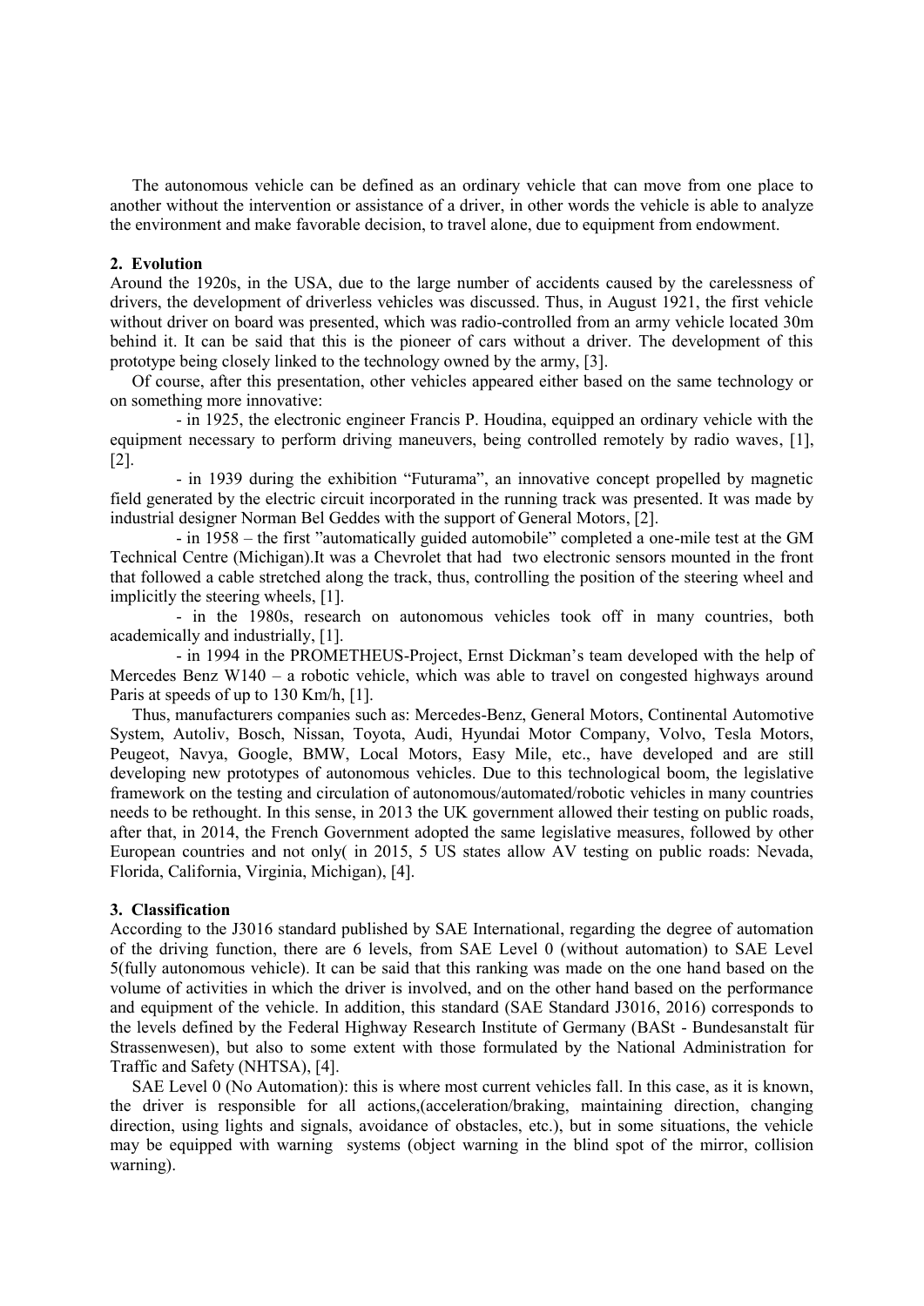The autonomous vehicle can be defined as an ordinary vehicle that can move from one place to another without the intervention or assistance of a driver, in other words the vehicle is able to analyze the environment and make favorable decision, to travel alone, due to equipment from endowment.

## 2. Evolution

Around the 1920s, in the USA, due to the large number of accidents caused by the carelessness of drivers, the development of driverless vehicles was discussed. Thus, in August 1921, the first vehicle without driver on board was presented, which was radio-controlled from an army vehicle located 30m behind it. It can be said that this is the pioneer of cars without a driver. The development of this prototype being closely linked to the technology owned by the army, [3].

Of course, after this presentation, other vehicles appeared either based on the same technology or on something more innovative:

- in 1925, the electronic engineer Francis P. Houdina, equipped an ordinary vehicle with the equipment necessary to perform driving maneuvers, being controlled remotely by radio waves, [1], [2].
- in 1939 during the exhibition "Futurama", an innovative concept propelled by magnetic field generated by the electric circuit incorporated in the running track was presented. It was made by industrial designer Norman Bel Geddes with the support of General Motors, [2].
- in 1958 – the first "automatically guided automobile" completed a one-mile test at the GM Technical Centre (Michigan).It was a Chevrolet that had two electronic sensors mounted in the front that followed a cable stretched along the track, thus, controlling the position of the steering wheel and implicitly the steering wheels, [1].
- in the 1980s, research on autonomous vehicles took off in many countries, both academically and industrially, [1].
- in 1994 in the PROMETHEUS-Project, Ernst Dickman's team developed with the help of Mercedes Benz W140 – a robotic vehicle, which was able to travel on congested highways around Paris at speeds of up to 130 Km/h, [1].

Thus, manufacturers companies such as: Mercedes-Benz, General Motors, Continental Automotive System, Autoliv, Bosch, Nissan, Toyota, Audi, Hyundai Motor Company, Volvo, Tesla Motors, Peugeot, Navya, Google, BMW, Local Motors, Easy Mile, etc., have developed and are still developing new prototypes of autonomous vehicles. Due to this technological boom, the legislative framework on the testing and circulation of autonomous/automated/robotic vehicles in many countries needs to be rethought. In this sense, in 2013 the UK government allowed their testing on public roads, after that, in 2014, the French Government adopted the same legislative measures, followed by other European countries and not only( in 2015, 5 US states allow AV testing on public roads: Nevada, Florida, California, Virginia, Michigan), [4].

## 3. Classification

According to the J3016 standard published by SAE International, regarding the degree of automation of the driving function, there are 6 levels, from SAE Level 0 (without automation) to SAE Level 5(fully autonomous vehicle). It can be said that this ranking was made on the one hand based on the volume of activities in which the driver is involved, and on the other hand based on the performance and equipment of the vehicle. In addition, this standard (SAE Standard J3016, 2016) corresponds to the levels defined by the Federal Highway Research Institute of Germany (BASt - Bundesanstalt für Strassenwesen), but also to some extent with those formulated by the National Administration for Traffic and Safety (NHTSA), [4].

SAE Level 0 (No Automation): this is where most current vehicles fall. In this case, as it is known, the driver is responsible for all actions,(acceleration/braking, maintaining direction, changing direction, using lights and signals, avoidance of obstacles, etc.), but in some situations, the vehicle may be equipped with warning systems (object warning in the blind spot of the mirror, collision warning).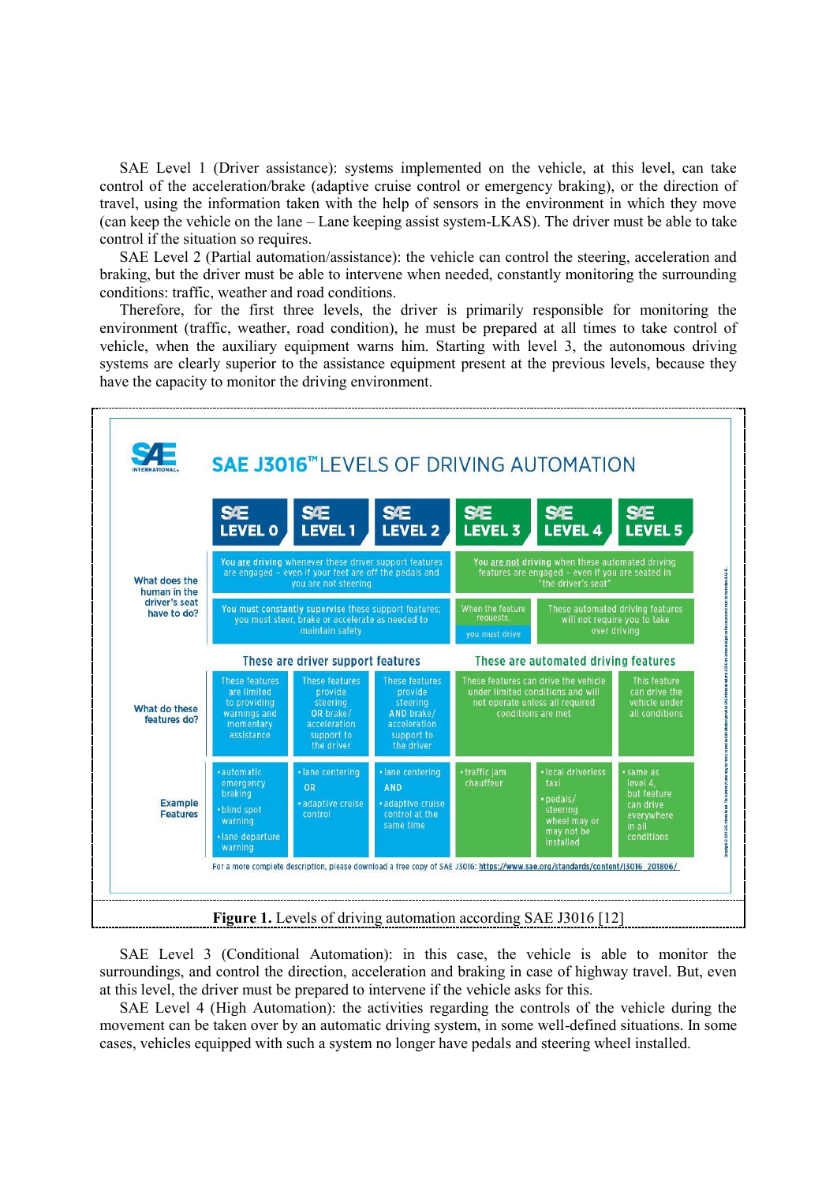SAE Level 1 (Driver assistance): systems implemented on the vehicle, at this level, can take control of the acceleration/brake (adaptive cruise control or emergency braking), or the direction of travel, using the information taken with the help of sensors in the environment in which they move (can keep the vehicle on the lane – Lane keeping assist system-LKAS). The driver must be able to take control if the situation so requires.

SAE Level 2 (Partial automation/assistance): the vehicle can control the steering, acceleration and braking, but the driver must be able to intervene when needed, constantly monitoring the surrounding conditions: traffic, weather and road conditions.

Therefore, for the first three levels, the driver is primarily responsible for monitoring the environment (traffic, weather, road condition), he must be prepared at all times to take control of vehicle, when the auxiliary equipment warns him. Starting with level 3, the autonomous driving systems are clearly superior to the assistance equipment present at the previous levels, because they have the capacity to monitor the driving environment.

**SAE J3016™ LEVELS OF DRIVING AUTOMATION**

| | SAE LEVEL 0 | SAE LEVEL 1 | SAE LEVEL 2 | SAE LEVEL 3 | SAE LEVEL 4 | SAE LEVEL 5 |
|---|---|---|---|---|---|---|
| What does the human in the driver's seat have to do? | You are driving whenever these driver support features are engaged – even if your feet are off the pedals and you are not steering | | | You are not driving when these automated driving features are engaged – even if you are seated in "the driver's seat" | | |
| | You must constantly supervise these support features; you must steer, brake or accelerate as needed to maintain safety | | | When the feature requests, you must drive | These automated driving features will not require you to take over driving | |
| | These are driver support features | | | These are automated driving features | | |
| What do these features do? | These features are limited to providing warnings and momentary assistance | These features provide steering OR brake/acceleration support to the driver | These features provide steering AND brake/acceleration support to the driver | These features can drive the vehicle under limited conditions and will not operate unless all required conditions are met | | This feature can drive the vehicle under all conditions |
| Example Features | • automatic emergency braking<br>• blind spot warning<br>• lane departure warning | • lane centering<br>OR<br>• adaptive cruise control | • lane centering<br>AND<br>• adaptive cruise control at the same time | • traffic jam chauffeur | • local driverless taxi<br>• pedals/steering wheel may or may not be installed | • same as level 4, but feature can drive everywhere in all conditions |

For a more complete description, please download a free copy of SAE J3016: https://www.sae.org/standards/content/j3016_201806/

**Figure 1.** Levels of driving automation according SAE J3016 [12]

SAE Level 3 (Conditional Automation): in this case, the vehicle is able to monitor the surroundings, and control the direction, acceleration and braking in case of highway travel. But, even at this level, the driver must be prepared to intervene if the vehicle asks for this.

SAE Level 4 (High Automation): the activities regarding the controls of the vehicle during the movement can be taken over by an automatic driving system, in some well-defined situations. In some cases, vehicles equipped with such a system no longer have pedals and steering wheel installed.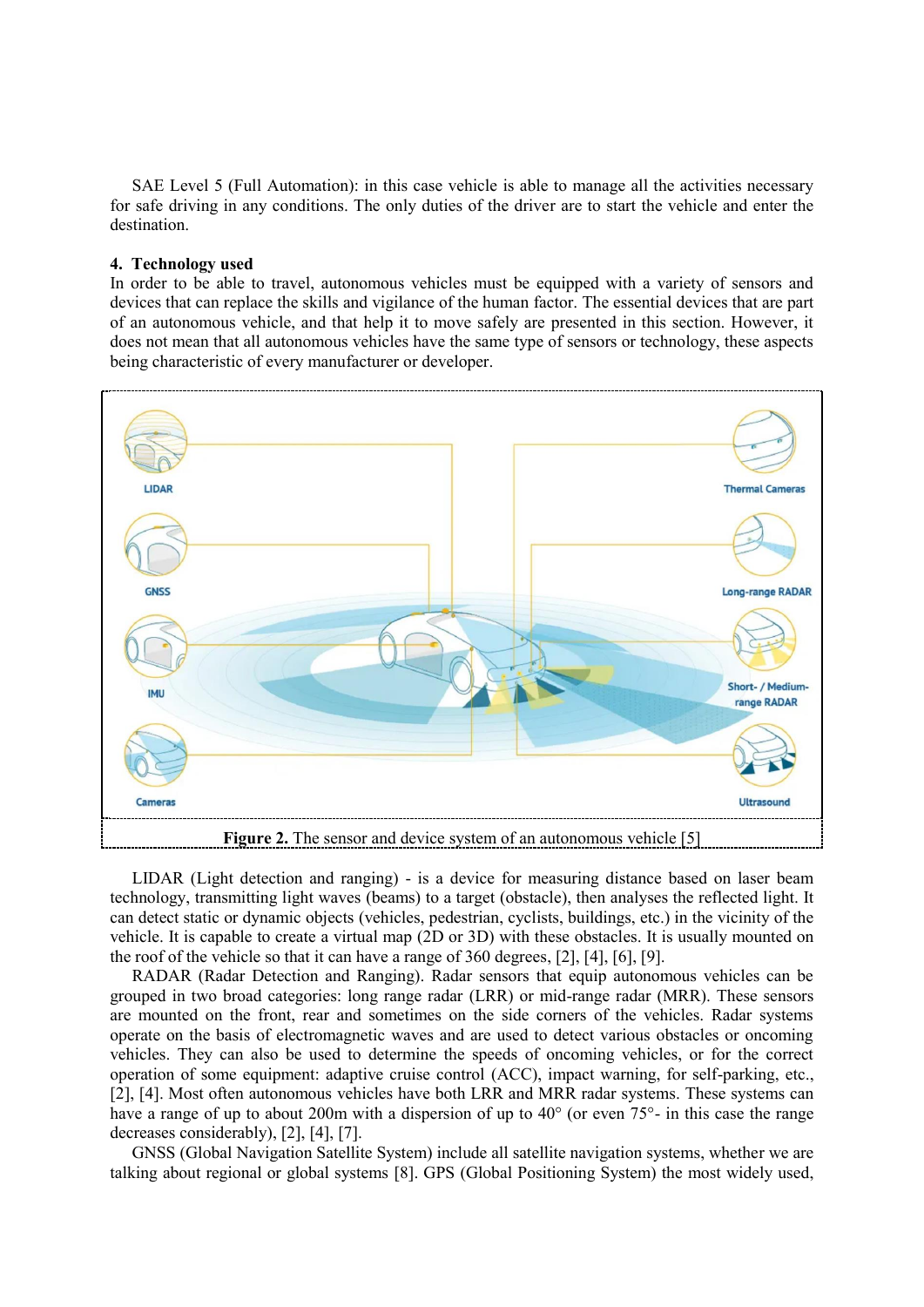SAE Level 5 (Full Automation): in this case vehicle is able to manage all the activities necessary for safe driving in any conditions. The only duties of the driver are to start the vehicle and enter the destination.

## 4. Technology used

In order to be able to travel, autonomous vehicles must be equipped with a variety of sensors and devices that can replace the skills and vigilance of the human factor. The essential devices that are part of an autonomous vehicle, and that help it to move safely are presented in this section. However, it does not mean that all autonomous vehicles have the same type of sensors or technology, these aspects being characteristic of every manufacturer or developer.

**Figure 2.** The sensor and device system of an autonomous vehicle [5]

LIDAR (Light detection and ranging) - is a device for measuring distance based on laser beam technology, transmitting light waves (beams) to a target (obstacle), then analyses the reflected light. It can detect static or dynamic objects (vehicles, pedestrian, cyclists, buildings, etc.) in the vicinity of the vehicle. It is capable to create a virtual map (2D or 3D) with these obstacles. It is usually mounted on the roof of the vehicle so that it can have a range of 360 degrees, [2], [4], [6], [9].

RADAR (Radar Detection and Ranging). Radar sensors that equip autonomous vehicles can be grouped in two broad categories: long range radar (LRR) or mid-range radar (MRR). These sensors are mounted on the front, rear and sometimes on the side corners of the vehicles. Radar systems operate on the basis of electromagnetic waves and are used to detect various obstacles or oncoming vehicles. They can also be used to determine the speeds of oncoming vehicles, or for the correct operation of some equipment: adaptive cruise control (ACC), impact warning, for self-parking, etc., [2], [4]. Most often autonomous vehicles have both LRR and MRR radar systems. These systems can have a range of up to about 200m with a dispersion of up to 40° (or even 75°- in this case the range decreases considerably), [2], [4], [7].

GNSS (Global Navigation Satellite System) include all satellite navigation systems, whether we are talking about regional or global systems [8]. GPS (Global Positioning System) the most widely used,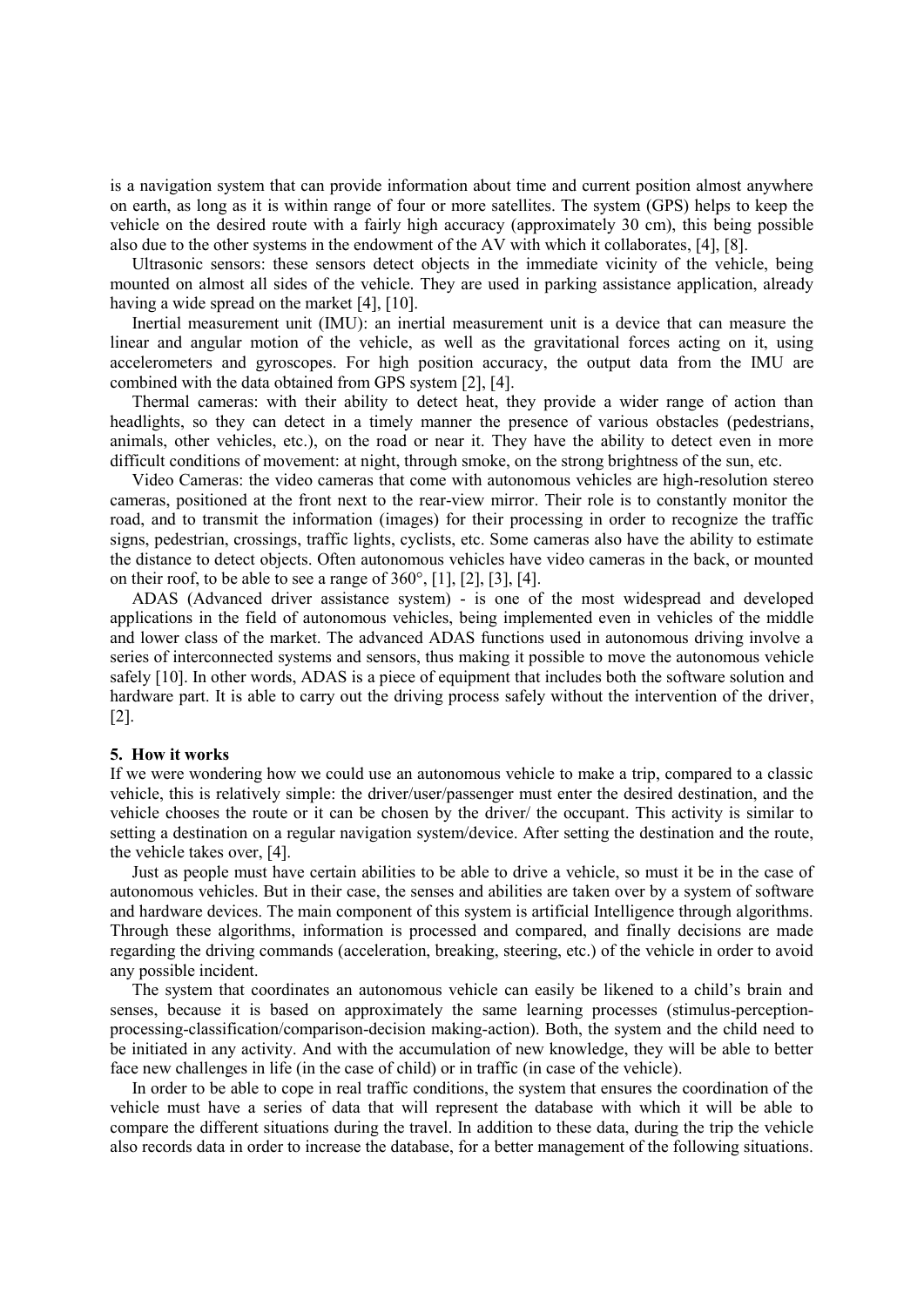is a navigation system that can provide information about time and current position almost anywhere on earth, as long as it is within range of four or more satellites. The system (GPS) helps to keep the vehicle on the desired route with a fairly high accuracy (approximately 30 cm), this being possible also due to the other systems in the endowment of the AV with which it collaborates, [4], [8].

Ultrasonic sensors: these sensors detect objects in the immediate vicinity of the vehicle, being mounted on almost all sides of the vehicle. They are used in parking assistance application, already having a wide spread on the market [4], [10].

Inertial measurement unit (IMU): an inertial measurement unit is a device that can measure the linear and angular motion of the vehicle, as well as the gravitational forces acting on it, using accelerometers and gyroscopes. For high position accuracy, the output data from the IMU are combined with the data obtained from GPS system [2], [4].

Thermal cameras: with their ability to detect heat, they provide a wider range of action than headlights, so they can detect in a timely manner the presence of various obstacles (pedestrians, animals, other vehicles, etc.), on the road or near it. They have the ability to detect even in more difficult conditions of movement: at night, through smoke, on the strong brightness of the sun, etc.

Video Cameras: the video cameras that come with autonomous vehicles are high-resolution stereo cameras, positioned at the front next to the rear-view mirror. Their role is to constantly monitor the road, and to transmit the information (images) for their processing in order to recognize the traffic signs, pedestrian, crossings, traffic lights, cyclists, etc. Some cameras also have the ability to estimate the distance to detect objects. Often autonomous vehicles have video cameras in the back, or mounted on their roof, to be able to see a range of 360°, [1], [2], [3], [4].

ADAS (Advanced driver assistance system) - is one of the most widespread and developed applications in the field of autonomous vehicles, being implemented even in vehicles of the middle and lower class of the market. The advanced ADAS functions used in autonomous driving involve a series of interconnected systems and sensors, thus making it possible to move the autonomous vehicle safely [10]. In other words, ADAS is a piece of equipment that includes both the software solution and hardware part. It is able to carry out the driving process safely without the intervention of the driver, [2].

## 5. How it works

If we were wondering how we could use an autonomous vehicle to make a trip, compared to a classic vehicle, this is relatively simple: the driver/user/passenger must enter the desired destination, and the vehicle chooses the route or it can be chosen by the driver/ the occupant. This activity is similar to setting a destination on a regular navigation system/device. After setting the destination and the route, the vehicle takes over, [4].

Just as people must have certain abilities to be able to drive a vehicle, so must it be in the case of autonomous vehicles. But in their case, the senses and abilities are taken over by a system of software and hardware devices. The main component of this system is artificial Intelligence through algorithms. Through these algorithms, information is processed and compared, and finally decisions are made regarding the driving commands (acceleration, breaking, steering, etc.) of the vehicle in order to avoid any possible incident.

The system that coordinates an autonomous vehicle can easily be likened to a child's brain and senses, because it is based on approximately the same learning processes (stimulus-perception-processing-classification/comparison-decision making-action). Both, the system and the child need to be initiated in any activity. And with the accumulation of new knowledge, they will be able to better face new challenges in life (in the case of child) or in traffic (in case of the vehicle).

In order to be able to cope in real traffic conditions, the system that ensures the coordination of the vehicle must have a series of data that will represent the database with which it will be able to compare the different situations during the travel. In addition to these data, during the trip the vehicle also records data in order to increase the database, for a better management of the following situations.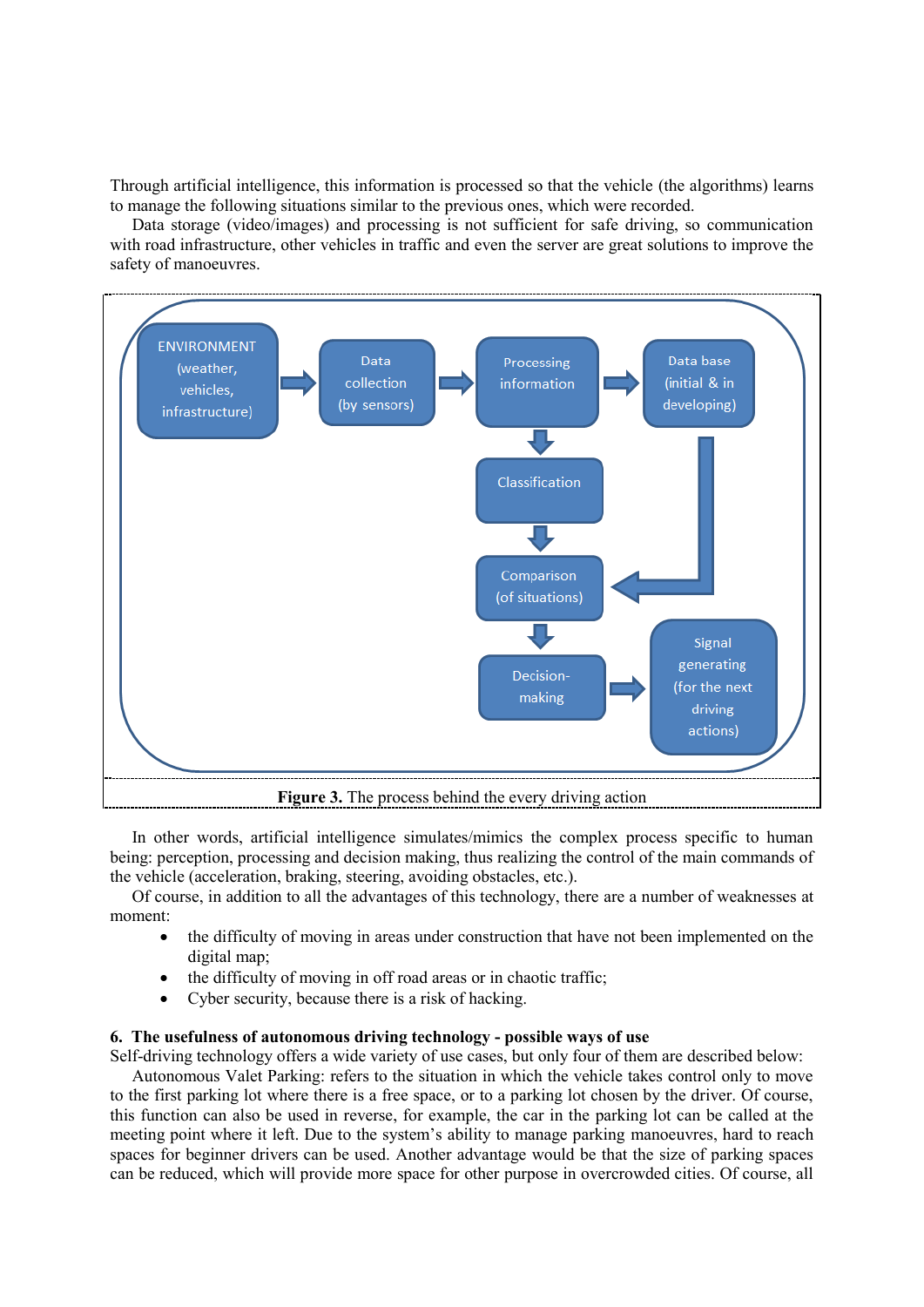Through artificial intelligence, this information is processed so that the vehicle (the algorithms) learns to manage the following situations similar to the previous ones, which were recorded.

Data storage (video/images) and processing is not sufficient for safe driving, so communication with road infrastructure, other vehicles in traffic and even the server are great solutions to improve the safety of manoeuvres.

**Figure 3.** The process behind the every driving action

In other words, artificial intelligence simulates/mimics the complex process specific to human being: perception, processing and decision making, thus realizing the control of the main commands of the vehicle (acceleration, braking, steering, avoiding obstacles, etc.).

Of course, in addition to all the advantages of this technology, there are a number of weaknesses at moment:

- the difficulty of moving in areas under construction that have not been implemented on the digital map;
- the difficulty of moving in off road areas or in chaotic traffic;
- Cyber security, because there is a risk of hacking.

## 6. The usefulness of autonomous driving technology - possible ways of use

Self-driving technology offers a wide variety of use cases, but only four of them are described below:

Autonomous Valet Parking: refers to the situation in which the vehicle takes control only to move to the first parking lot where there is a free space, or to a parking lot chosen by the driver. Of course, this function can also be used in reverse, for example, the car in the parking lot can be called at the meeting point where it left. Due to the system's ability to manage parking manoeuvres, hard to reach spaces for beginner drivers can be used. Another advantage would be that the size of parking spaces can be reduced, which will provide more space for other purpose in overcrowded cities. Of course, all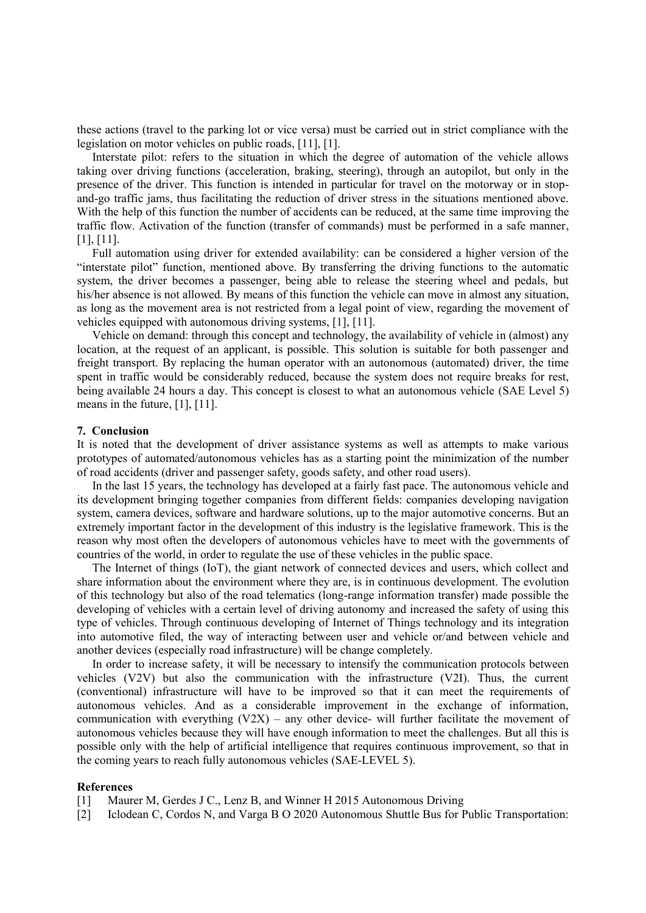these actions (travel to the parking lot or vice versa) must be carried out in strict compliance with the legislation on motor vehicles on public roads, [11], [1].

Interstate pilot: refers to the situation in which the degree of automation of the vehicle allows taking over driving functions (acceleration, braking, steering), through an autopilot, but only in the presence of the driver. This function is intended in particular for travel on the motorway or in stop-and-go traffic jams, thus facilitating the reduction of driver stress in the situations mentioned above. With the help of this function the number of accidents can be reduced, at the same time improving the traffic flow. Activation of the function (transfer of commands) must be performed in a safe manner, [1], [11].

Full automation using driver for extended availability: can be considered a higher version of the "interstate pilot" function, mentioned above. By transferring the driving functions to the automatic system, the driver becomes a passenger, being able to release the steering wheel and pedals, but his/her absence is not allowed. By means of this function the vehicle can move in almost any situation, as long as the movement area is not restricted from a legal point of view, regarding the movement of vehicles equipped with autonomous driving systems, [1], [11].

Vehicle on demand: through this concept and technology, the availability of vehicle in (almost) any location, at the request of an applicant, is possible. This solution is suitable for both passenger and freight transport. By replacing the human operator with an autonomous (automated) driver, the time spent in traffic would be considerably reduced, because the system does not require breaks for rest, being available 24 hours a day. This concept is closest to what an autonomous vehicle (SAE Level 5) means in the future, [1], [11].

## 7. Conclusion

It is noted that the development of driver assistance systems as well as attempts to make various prototypes of automated/autonomous vehicles has as a starting point the minimization of the number of road accidents (driver and passenger safety, goods safety, and other road users).

In the last 15 years, the technology has developed at a fairly fast pace. The autonomous vehicle and its development bringing together companies from different fields: companies developing navigation system, camera devices, software and hardware solutions, up to the major automotive concerns. But an extremely important factor in the development of this industry is the legislative framework. This is the reason why most often the developers of autonomous vehicles have to meet with the governments of countries of the world, in order to regulate the use of these vehicles in the public space.

The Internet of things (IoT), the giant network of connected devices and users, which collect and share information about the environment where they are, is in continuous development. The evolution of this technology but also of the road telematics (long-range information transfer) made possible the developing of vehicles with a certain level of driving autonomy and increased the safety of using this type of vehicles. Through continuous developing of Internet of Things technology and its integration into automotive filed, the way of interacting between user and vehicle or/and between vehicle and another devices (especially road infrastructure) will be change completely.

In order to increase safety, it will be necessary to intensify the communication protocols between vehicles (V2V) but also the communication with the infrastructure (V2I). Thus, the current (conventional) infrastructure will have to be improved so that it can meet the requirements of autonomous vehicles. And as a considerable improvement in the exchange of information, communication with everything (V2X) – any other device- will further facilitate the movement of autonomous vehicles because they will have enough information to meet the challenges. But all this is possible only with the help of artificial intelligence that requires continuous improvement, so that in the coming years to reach fully autonomous vehicles (SAE-LEVEL 5).

## References

[1] Maurer M, Gerdes J C., Lenz B, and Winner H 2015 Autonomous Driving

[2] Iclodean C, Cordos N, and Varga B O 2020 Autonomous Shuttle Bus for Public Transportation: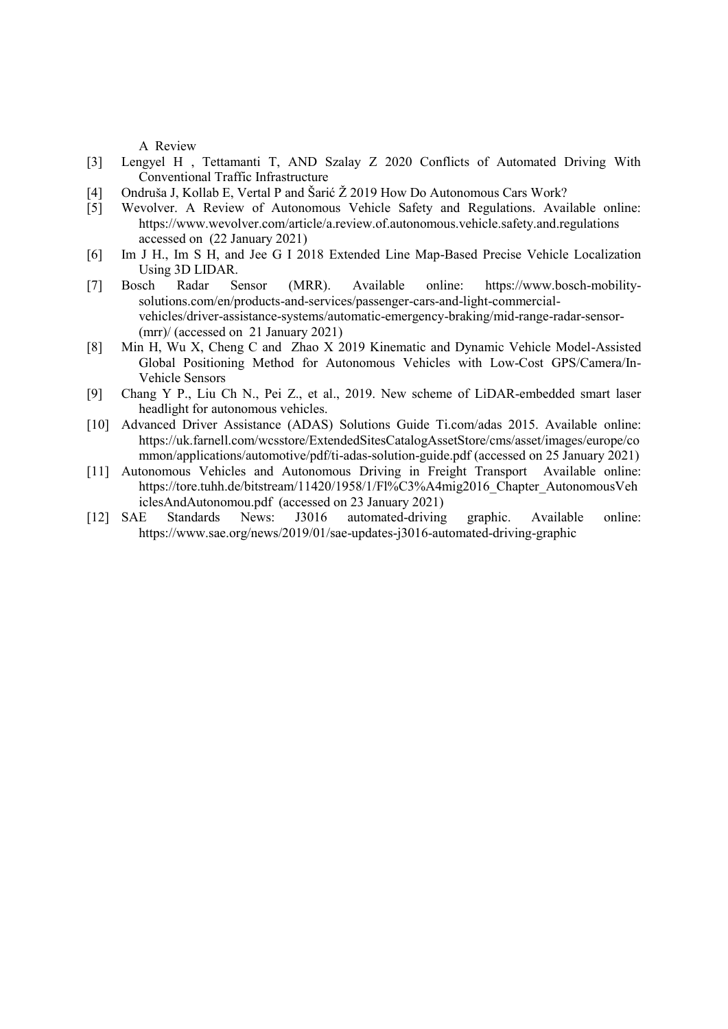A Review

[3] Lengyel H , Tettamanti T, AND Szalay Z 2020 Conflicts of Automated Driving With Conventional Traffic Infrastructure

[4] Ondruša J, Kollab E, Vertal P and Šarić Ž 2019 How Do Autonomous Cars Work?

[5] Wevolver. A Review of Autonomous Vehicle Safety and Regulations. Available online: https://www.wevolver.com/article/a.review.of.autonomous.vehicle.safety.and.regulations accessed on (22 January 2021)

[6] Im J H., Im S H, and Jee G I 2018 Extended Line Map-Based Precise Vehicle Localization Using 3D LIDAR.

[7] Bosch Radar Sensor (MRR). Available online: https://www.bosch-mobility-solutions.com/en/products-and-services/passenger-cars-and-light-commercial-vehicles/driver-assistance-systems/automatic-emergency-braking/mid-range-radar-sensor-(mrr)/ (accessed on 21 January 2021)

[8] Min H, Wu X, Cheng C and Zhao X 2019 Kinematic and Dynamic Vehicle Model-Assisted Global Positioning Method for Autonomous Vehicles with Low-Cost GPS/Camera/In-Vehicle Sensors

[9] Chang Y P., Liu Ch N., Pei Z., et al., 2019. New scheme of LiDAR-embedded smart laser headlight for autonomous vehicles.

[10] Advanced Driver Assistance (ADAS) Solutions Guide Ti.com/adas 2015. Available online: https://uk.farnell.com/wcsstore/ExtendedSitesCatalogAssetStore/cms/asset/images/europe/common/applications/automotive/pdf/ti-adas-solution-guide.pdf (accessed on 25 January 2021)

[11] Autonomous Vehicles and Autonomous Driving in Freight Transport Available online: https://tore.tuhh.de/bitstream/11420/1958/1/Fl%C3%A4mig2016_Chapter_AutonomousVehiclesAndAutonomou.pdf (accessed on 23 January 2021)

[12] SAE Standards News: J3016 automated-driving graphic. Available online: https://www.sae.org/news/2019/01/sae-updates-j3016-automated-driving-graphic